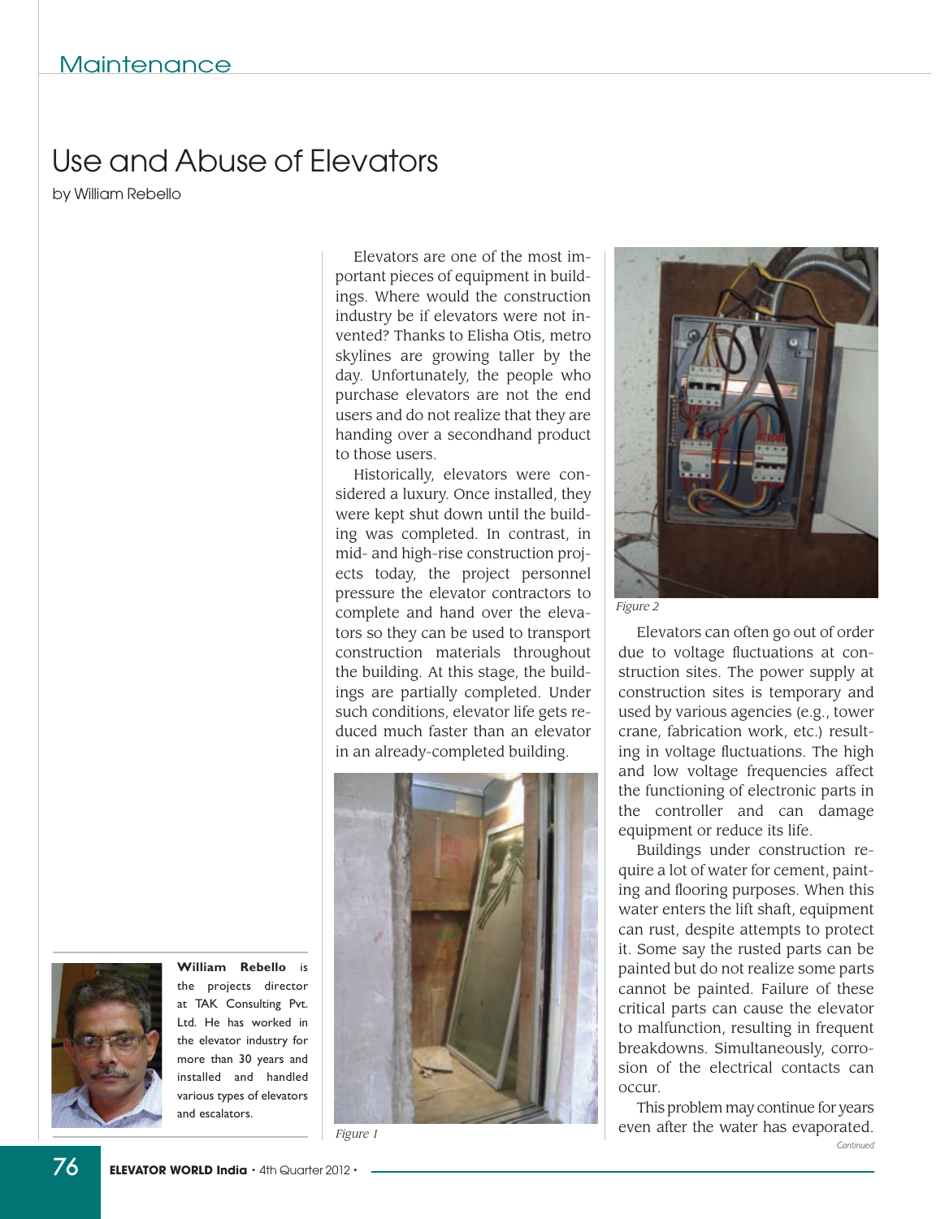# Use and Abuse of Elevators

by William Rebello

Elevators are one of the most important pieces of equipment in buildings. Where would the construction industry be if elevators were not invented? Thanks to Elisha Otis, metro skylines are growing taller by the day. Unfortunately, the people who purchase elevators are not the end users and do not realize that they are handing over a secondhand product to those users.

Historically, elevators were considered a luxury. Once installed, they were kept shut down until the building was completed. In contrast, in mid- and high-rise construction projects today, the project personnel pressure the elevator contractors to complete and hand over the elevators so they can be used to transport construction materials throughout the building. At this stage, the buildings are partially completed. Under such conditions, elevator life gets reduced much faster than an elevator in an already-completed building.

Figure 1

Figure 2

Elevators can often go out of order due to voltage fluctuations at construction sites. The power supply at construction sites is temporary and used by various agencies (e.g., tower crane, fabrication work, etc.) resulting in voltage fluctuations. The high and low voltage frequencies affect the functioning of electronic parts in the controller and can damage equipment or reduce its life.

Buildings under construction require a lot of water for cement, painting and flooring purposes. When this water enters the lift shaft, equipment can rust, despite attempts to protect it. Some say the rusted parts can be painted but do not realize some parts cannot be painted. Failure of these critical parts can cause the elevator to malfunction, resulting in frequent breakdowns. Simultaneously, corrosion of the electrical contacts can occur.

This problem may continue for years even after the water has evaporated.

*Continued*

**William Rebello** is the projects director at TAK Consulting Pvt. Ltd. He has worked in the elevator industry for more than 30 years and installed and handled various types of elevators and escalators.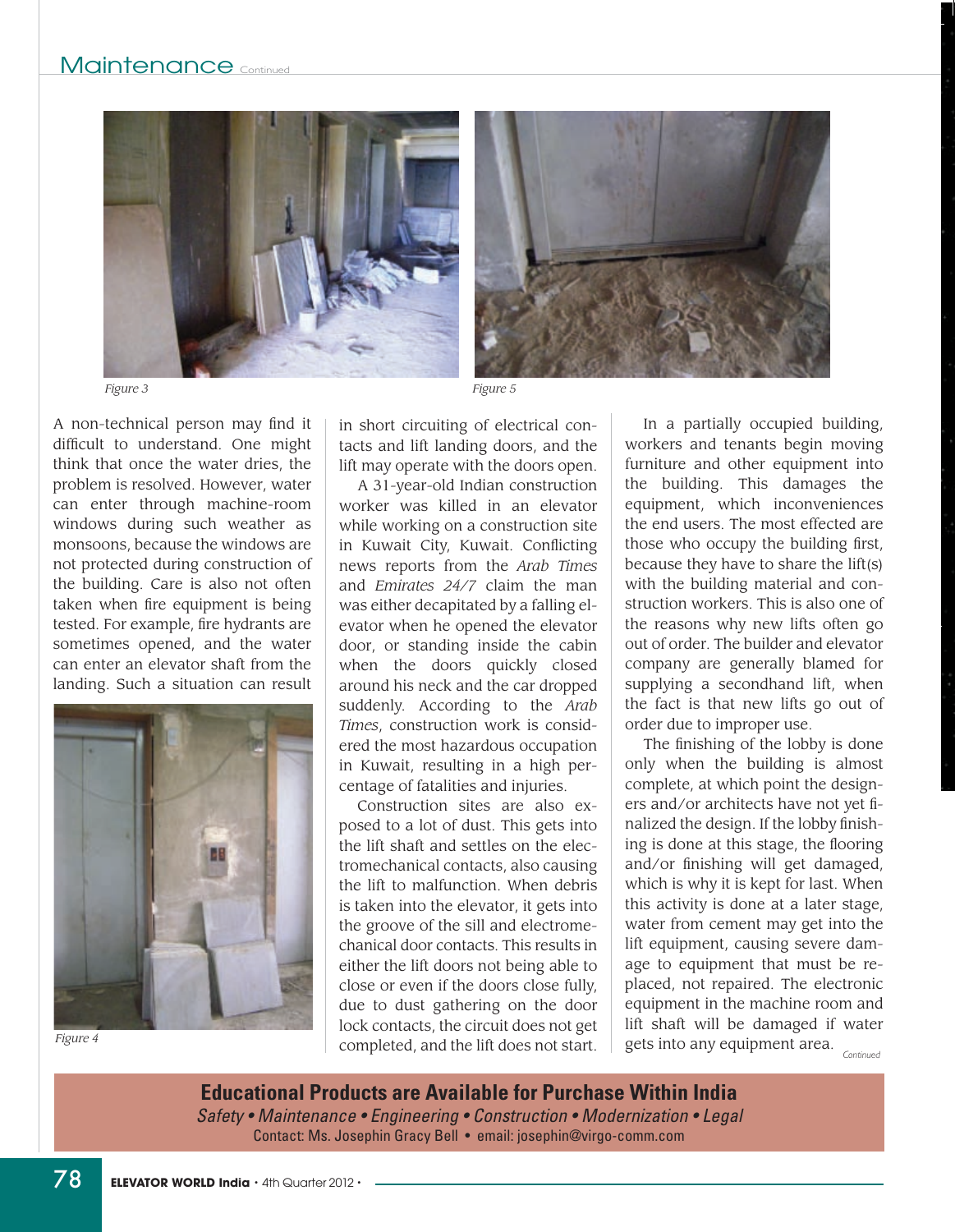Figure 3

Figure 5

A non-technical person may find it difficult to understand. One might think that once the water dries, the problem is resolved. However, water can enter through machine-room windows during such weather as monsoons, because the windows are not protected during construction of the building. Care is also not often taken when fire equipment is being tested. For example, fire hydrants are sometimes opened, and the water can enter an elevator shaft from the landing. Such a situation can result in short circuiting of electrical contacts and lift landing doors, and the lift may operate with the doors open.

Figure 4

A 31-year-old Indian construction worker was killed in an elevator while working on a construction site in Kuwait City, Kuwait. Conflicting news reports from the *Arab Times* and *Emirates 24/7* claim the man was either decapitated by a falling elevator when he opened the elevator door, or standing inside the cabin when the doors quickly closed around his neck and the car dropped suddenly. According to the *Arab Times*, construction work is considered the most hazardous occupation in Kuwait, resulting in a high percentage of fatalities and injuries.

Construction sites are also exposed to a lot of dust. This gets into the lift shaft and settles on the electromechanical contacts, also causing the lift to malfunction. When debris is taken into the elevator, it gets into the groove of the sill and electromechanical door contacts. This results in either the lift doors not being able to close or even if the doors close fully, due to dust gathering on the door lock contacts, the circuit does not get completed, and the lift does not start.

In a partially occupied building, workers and tenants begin moving furniture and other equipment into the building. This damages the equipment, which inconveniences the end users. The most effected are those who occupy the building first, because they have to share the lift(s) with the building material and construction workers. This is also one of the reasons why new lifts often go out of order. The builder and elevator company are generally blamed for supplying a secondhand lift, when the fact is that new lifts go out of order due to improper use.

The finishing of the lobby is done only when the building is almost complete, at which point the designers and/or architects have not yet finalized the design. If the lobby finishing is done at this stage, the flooring and/or finishing will get damaged, which is why it is kept for last. When this activity is done at a later stage, water from cement may get into the lift equipment, causing severe damage to equipment that must be replaced, not repaired. The electronic equipment in the machine room and lift shaft will be damaged if water gets into any equipment area.

*Continued*

**Educational Products are Available for Purchase Within India**

*Safety • Maintenance • Engineering • Construction • Modernization • Legal*

Contact: Ms. Josephin Gracy Bell • email: josephin@virgo-comm.com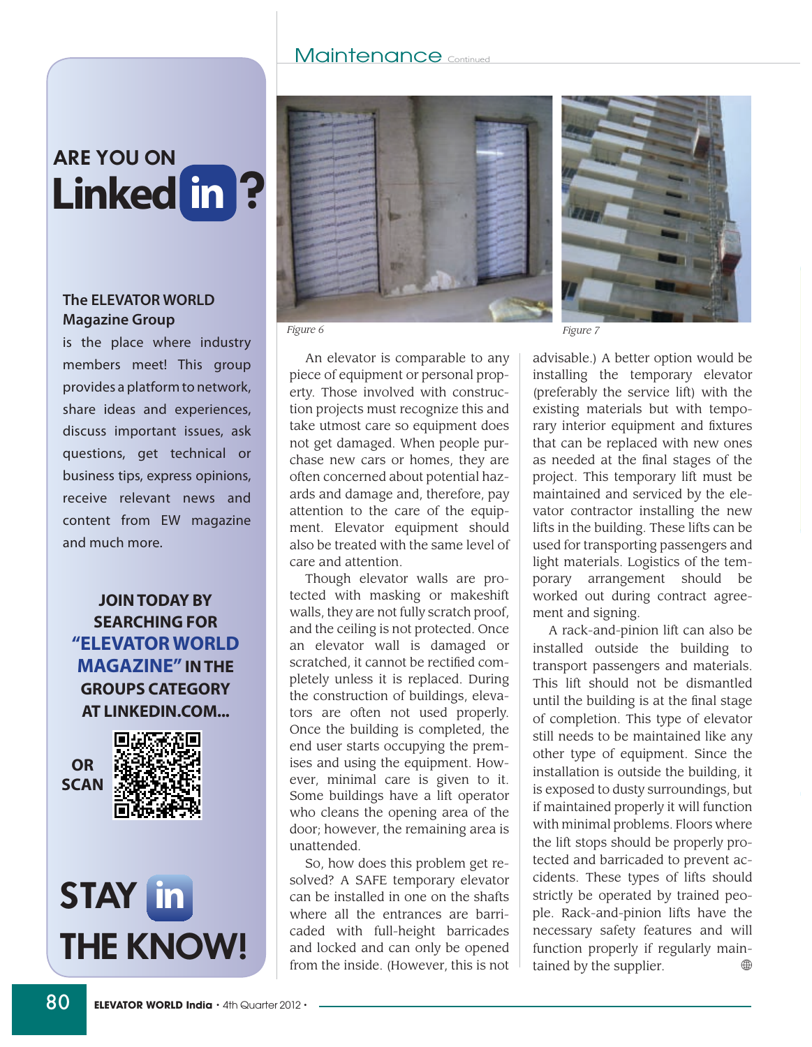Figure 6

Figure 7

An elevator is comparable to any piece of equipment or personal property. Those involved with construction projects must recognize this and take utmost care so equipment does not get damaged. When people purchase new cars or homes, they are often concerned about potential hazards and damage and, therefore, pay attention to the care of the equipment. Elevator equipment should also be treated with the same level of care and attention.

Though elevator walls are protected with masking or makeshift walls, they are not fully scratch proof, and the ceiling is not protected. Once an elevator wall is damaged or scratched, it cannot be rectified completely unless it is replaced. During the construction of buildings, elevators are often not used properly. Once the building is completed, the end user starts occupying the premises and using the equipment. However, minimal care is given to it. Some buildings have a lift operator who cleans the opening area of the door; however, the remaining area is unattended.

So, how does this problem get resolved? A SAFE temporary elevator can be installed in one on the shafts where all the entrances are barricaded with full-height barricades and locked and can only be opened from the inside. (However, this is not advisable.) A better option would be installing the temporary elevator (preferably the service lift) with the existing materials but with temporary interior equipment and fixtures that can be replaced with new ones as needed at the final stages of the project. This temporary lift must be maintained and serviced by the elevator contractor installing the new lifts in the building. These lifts can be used for transporting passengers and light materials. Logistics of the temporary arrangement should be worked out during contract agreement and signing.

A rack-and-pinion lift can also be installed outside the building to transport passengers and materials. This lift should not be dismantled until the building is at the final stage of completion. This type of elevator still needs to be maintained like any other type of equipment. Since the installation is outside the building, it is exposed to dusty surroundings, but if maintained properly it will function with minimal problems. Floors where the lift stops should be properly protected and barricaded to prevent accidents. These types of lifts should strictly be operated by trained people. Rack-and-pinion lifts have the necessary safety features and will function properly if regularly maintained by the supplier.

---

ARE YOU ON **Linked in?**

**The ELEVATOR WORLD Magazine Group** is the place where industry members meet! This group provides a platform to network, share ideas and experiences, discuss important issues, ask questions, get technical or business tips, express opinions, receive relevant news and content from EW magazine and much more.

**JOIN TODAY BY SEARCHING FOR "ELEVATOR WORLD MAGAZINE" IN THE GROUPS CATEGORY AT LINKEDIN.COM...**

**OR SCAN**

**STAY in THE KNOW!**